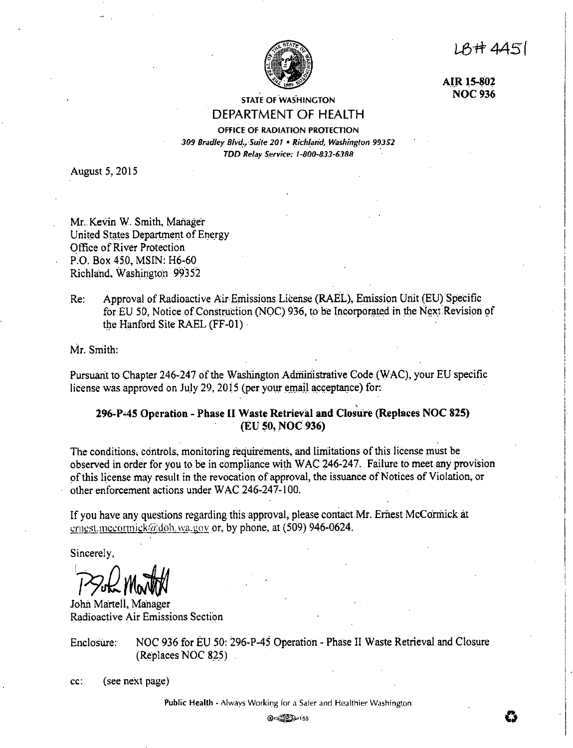LB# 4451

**AIR 15-802**
**NOC 936**

STATE OF WASHINGTON

# DEPARTMENT OF HEALTH

**OFFICE OF RADIATION PROTECTION**

*309 Bradley Blvd., Suite 201 • Richland, Washington 99352*

*TDD Relay Service: 1-800-833-6388*

August 5, 2015

Mr. Kevin W. Smith, Manager
United States Department of Energy
Office of River Protection
P.O. Box 450, MSIN: H6-60
Richland, Washington 99352

Re: Approval of Radioactive Air Emissions License (RAEL), Emission Unit (EU) Specific for EU 50, Notice of Construction (NOC) 936, to be Incorporated in the Next Revision of the Hanford Site RAEL (FF-01)

Mr. Smith:

Pursuant to Chapter 246-247 of the Washington Administrative Code (WAC), your EU specific license was approved on July 29, 2015 (per your email acceptance) for:

**296-P-45 Operation - Phase II Waste Retrieval and Closure (Replaces NOC 825) (EU 50, NOC 936)**

The conditions, controls, monitoring requirements, and limitations of this license must be observed in order for you to be in compliance with WAC 246-247. Failure to meet any provision of this license may result in the revocation of approval, the issuance of Notices of Violation, or other enforcement actions under WAC 246-247-100.

If you have any questions regarding this approval, please contact Mr. Ernest McCormick at ernest.mccormick@doh.wa.gov or, by phone, at (509) 946-0624.

Sincerely,

John Martell, Manager
Radioactive Air Emissions Section

Enclosure: NOC 936 for EU 50: 296-P-45 Operation - Phase II Waste Retrieval and Closure (Replaces NOC 825)

cc: (see next page)

Public Health - Always Working for a Safer and Healthier Washington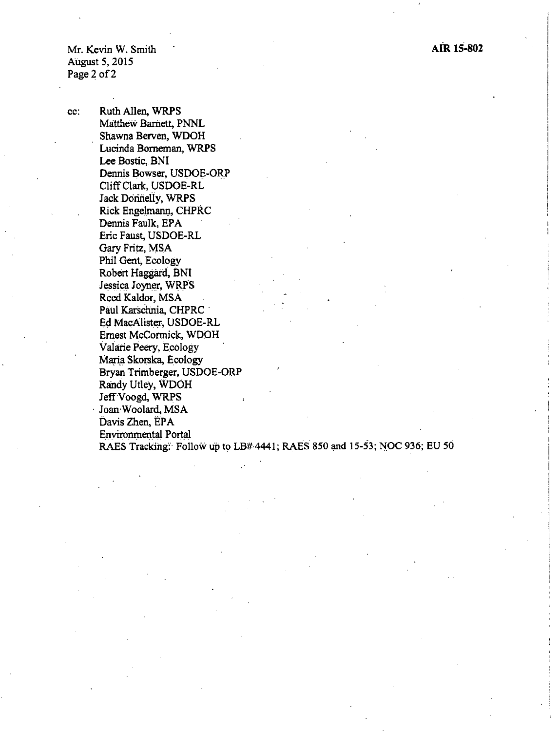cc: Ruth Allen, WRPS
Matthew Barnett, PNNL
Shawna Berven, WDOH
Lucinda Borneman, WRPS
Lee Bostic, BNI
Dennis Bowser, USDOE-ORP
Cliff Clark, USDOE-RL
Jack Donnelly, WRPS
Rick Engelmann, CHPRC
Dennis Faulk, EPA
Eric Faust, USDOE-RL
Gary Fritz, MSA
Phil Gent, Ecology
Robert Haggard, BNI
Jessica Joyner, WRPS
Reed Kaldor, MSA
Paul Karschnia, CHPRC
Ed MacAlister, USDOE-RL
Ernest McCormick, WDOH
Valarie Peery, Ecology
Maria Skorska, Ecology
Bryan Trimberger, USDOE-ORP
Randy Utley, WDOH
Jeff Voogd, WRPS
Joan Woolard, MSA
Davis Zhen, EPA
Environmental Portal
RAES Tracking: Follow up to LB# 4441; RAES 850 and 15-53; NOC 936; EU 50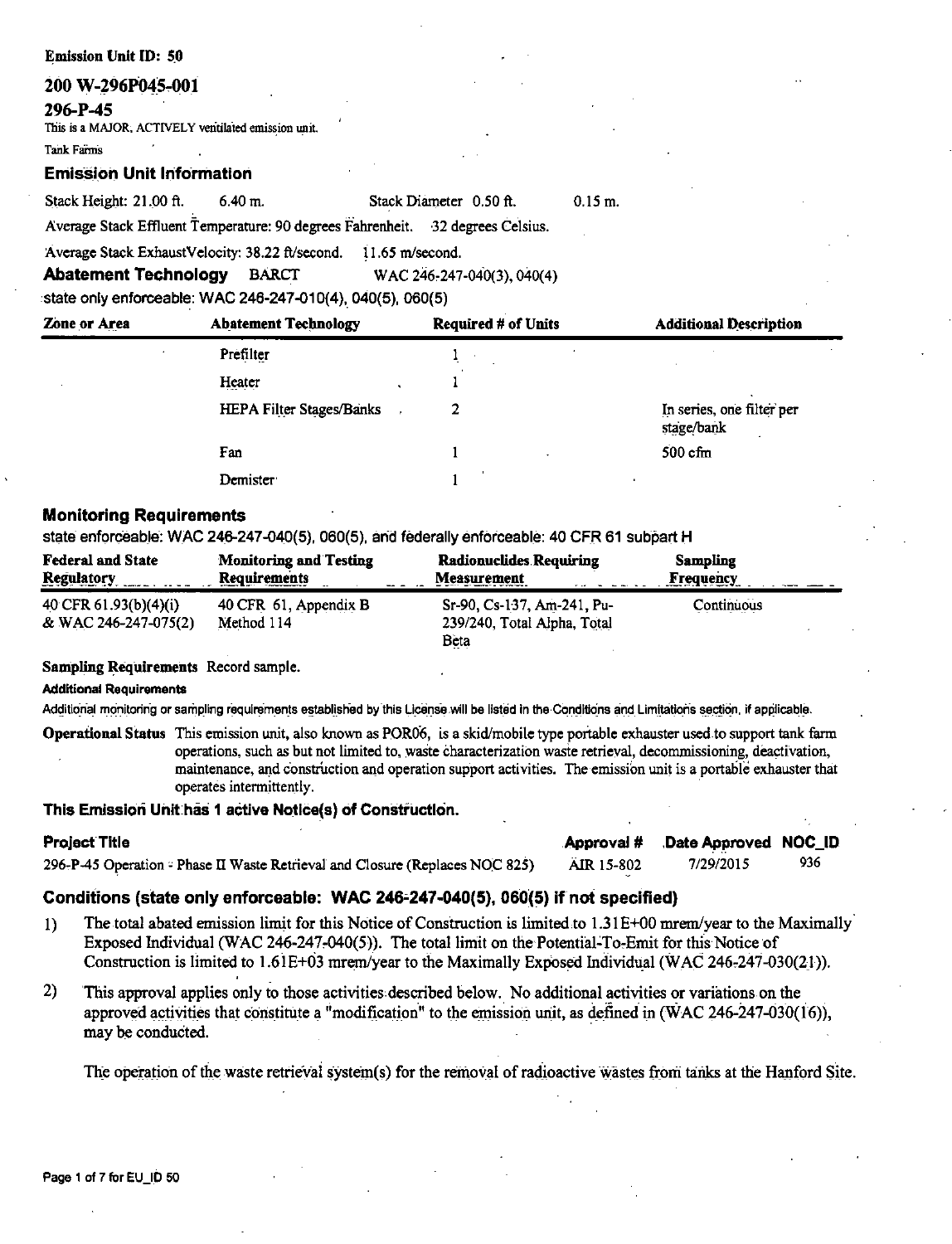**Emission Unit ID: 50**

## 200 W-296P045-001

## 296-P-45

This is a MAJOR, ACTIVELY ventilated emission unit.

Tank Farms

### Emission Unit Information

Stack Height: 21.00 ft. 6.40 m. Stack Diameter 0.50 ft. 0.15 m.

Average Stack Effluent Temperature: 90 degrees Fahrenheit. 32 degrees Celsius.

Average Stack ExhaustVelocity: 38.22 ft/second. 11.65 m/second.

**Abatement Technology** BARCT WAC 246-247-040(3), 040(4)

state only enforceable: WAC 246-247-010(4), 040(5), 060(5)

| Zone or Area | Abatement Technology | Required # of Units | Additional Description |
|---|---|---|---|
| | Prefilter | 1 | |
| | Heater | 1 | |
| | HEPA Filter Stages/Banks | 2 | In series, one filter per stage/bank |
| | Fan | 1 | 500 cfm |
| | Demister | 1 | |

### Monitoring Requirements

state enforceable: WAC 246-247-040(5), 060(5), and federally enforceable: 40 CFR 61 subpart H

| Federal and State Regulatory | Monitoring and Testing Requirements | Radionuclides Requiring Measurement | Sampling Frequency |
|---|---|---|---|
| 40 CFR 61.93(b)(4)(i) & WAC 246-247-075(2) | 40 CFR 61, Appendix B Method 114 | Sr-90, Cs-137, Am-241, Pu-239/240, Total Alpha, Total Beta | Continuous |

**Sampling Requirements** Record sample.

**Additional Requirements**

Additional monitoring or sampling requirements established by this License will be listed in the Conditions and Limitations section, if applicable.

**Operational Status** This emission unit, also known as POR06, is a skid/mobile type portable exhauster used to support tank farm operations, such as but not limited to, waste characterization waste retrieval, decommissioning, deactivation, maintenance, and construction and operation support activities. The emission unit is a portable exhauster that operates intermittently.

### This Emission Unit has 1 active Notice(s) of Construction.

| Project Title | Approval # | Date Approved | NOC_ID |
|---|---|---|---|
| 296-P-45 Operation - Phase II Waste Retrieval and Closure (Replaces NOC 825) | AIR 15-802 | 7/29/2015 | 936 |

### Conditions (state only enforceable: WAC 246-247-040(5), 060(5) if not specified)

1) The total abated emission limit for this Notice of Construction is limited to 1.31E+00 mrem/year to the Maximally Exposed Individual (WAC 246-247-040(5)). The total limit on the Potential-To-Emit for this Notice of Construction is limited to 1.61E+03 mrem/year to the Maximally Exposed Individual (WAC 246-247-030(21)).

2) This approval applies only to those activities described below. No additional activities or variations on the approved activities that constitute a "modification" to the emission unit, as defined in (WAC 246-247-030(16)), may be conducted.

   The operation of the waste retrieval system(s) for the removal of radioactive wastes from tanks at the Hanford Site.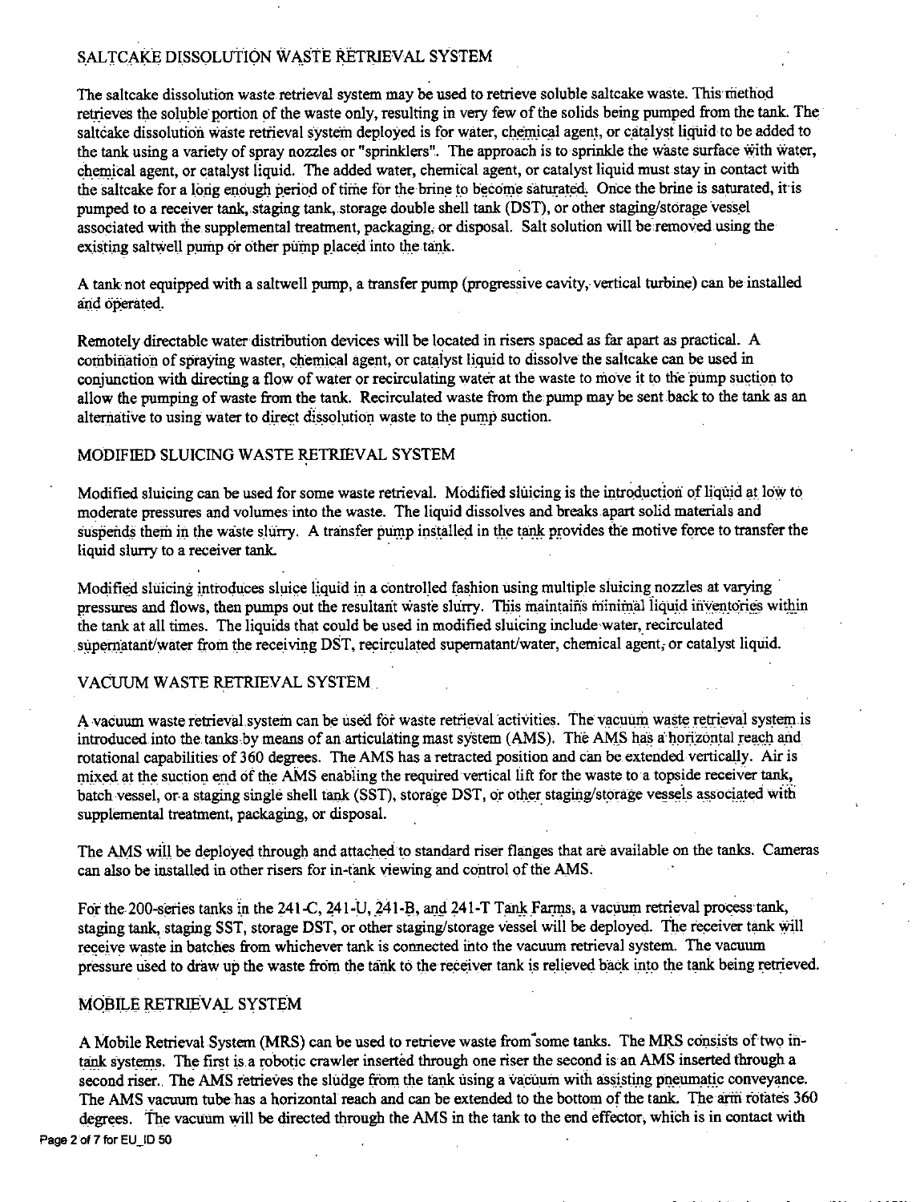## SALTCAKE DISSOLUTION WASTE RETRIEVAL SYSTEM

The saltcake dissolution waste retrieval system may be used to retrieve soluble saltcake waste. This method retrieves the soluble portion of the waste only, resulting in very few of the solids being pumped from the tank. The saltcake dissolution waste retrieval system deployed is for water, chemical agent, or catalyst liquid to be added to the tank using a variety of spray nozzles or "sprinklers". The approach is to sprinkle the waste surface with water, chemical agent, or catalyst liquid. The added water, chemical agent, or catalyst liquid must stay in contact with the saltcake for a long enough period of time for the brine to become saturated. Once the brine is saturated, it is pumped to a receiver tank, staging tank, storage double shell tank (DST), or other staging/storage vessel associated with the supplemental treatment, packaging, or disposal. Salt solution will be removed using the existing saltwell pump or other pump placed into the tank.

A tank not equipped with a saltwell pump, a transfer pump (progressive cavity, vertical turbine) can be installed and operated.

Remotely directable water distribution devices will be located in risers spaced as far apart as practical. A combination of spraying waster, chemical agent, or catalyst liquid to dissolve the saltcake can be used in conjunction with directing a flow of water or recirculating water at the waste to move it to the pump suction to allow the pumping of waste from the tank. Recirculated waste from the pump may be sent back to the tank as an alternative to using water to direct dissolution waste to the pump suction.

## MODIFIED SLUICING WASTE RETRIEVAL SYSTEM

Modified sluicing can be used for some waste retrieval. Modified sluicing is the introduction of liquid at low to moderate pressures and volumes into the waste. The liquid dissolves and breaks apart solid materials and suspends them in the waste slurry. A transfer pump installed in the tank provides the motive force to transfer the liquid slurry to a receiver tank.

Modified sluicing introduces sluice liquid in a controlled fashion using multiple sluicing nozzles at varying pressures and flows, then pumps out the resultant waste slurry. This maintains minimal liquid inventories within the tank at all times. The liquids that could be used in modified sluicing include water, recirculated supernatant/water from the receiving DST, recirculated supernatant/water, chemical agent, or catalyst liquid.

## VACUUM WASTE RETRIEVAL SYSTEM

A vacuum waste retrieval system can be used for waste retrieval activities. The vacuum waste retrieval system is introduced into the tanks by means of an articulating mast system (AMS). The AMS has a horizontal reach and rotational capabilities of 360 degrees. The AMS has a retracted position and can be extended vertically. Air is mixed at the suction end of the AMS enabling the required vertical lift for the waste to a topside receiver tank, batch vessel, or a staging single shell tank (SST), storage DST, or other staging/storage vessels associated with supplemental treatment, packaging, or disposal.

The AMS will be deployed through and attached to standard riser flanges that are available on the tanks. Cameras can also be installed in other risers for in-tank viewing and control of the AMS.

For the 200-series tanks in the 241-C, 241-U, 241-B, and 241-T Tank Farms, a vacuum retrieval process tank, staging tank, staging SST, storage DST, or other staging/storage vessel will be deployed. The receiver tank will receive waste in batches from whichever tank is connected into the vacuum retrieval system. The vacuum pressure used to draw up the waste from the tank to the receiver tank is relieved back into the tank being retrieved.

## MOBILE RETRIEVAL SYSTEM

A Mobile Retrieval System (MRS) can be used to retrieve waste from some tanks. The MRS consists of two in-tank systems. The first is a robotic crawler inserted through one riser the second is an AMS inserted through a second riser. The AMS retrieves the sludge from the tank using a vacuum with assisting pneumatic conveyance. The AMS vacuum tube has a horizontal reach and can be extended to the bottom of the tank. The arm rotates 360 degrees. The vacuum will be directed through the AMS in the tank to the end effector, which is in contact with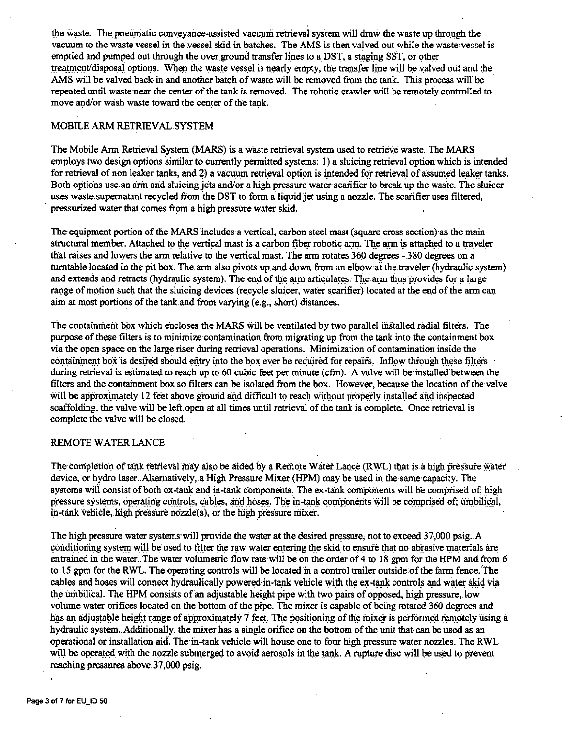the waste. The pneumatic conveyance-assisted vacuum retrieval system will draw the waste up through the vacuum to the waste vessel in the vessel skid in batches. The AMS is then valved out while the waste vessel is emptied and pumped out through the over ground transfer lines to a DST, a staging SST, or other treatment/disposal options. When the waste vessel is nearly empty, the transfer line will be valved out and the AMS will be valved back in and another batch of waste will be removed from the tank. This process will be repeated until waste near the center of the tank is removed. The robotic crawler will be remotely controlled to move and/or wash waste toward the center of the tank.

## MOBILE ARM RETRIEVAL SYSTEM

The Mobile Arm Retrieval System (MARS) is a waste retrieval system used to retrieve waste. The MARS employs two design options similar to currently permitted systems: 1) a sluicing retrieval option which is intended for retrieval of non leaker tanks, and 2) a vacuum retrieval option is intended for retrieval of assumed leaker tanks. Both options use an arm and sluicing jets and/or a high pressure water scarifier to break up the waste. The sluicer uses waste supernatant recycled from the DST to form a liquid jet using a nozzle. The scarifier uses filtered, pressurized water that comes from a high pressure water skid.

The equipment portion of the MARS includes a vertical, carbon steel mast (square cross section) as the main structural member. Attached to the vertical mast is a carbon fiber robotic arm. The arm is attached to a traveler that raises and lowers the arm relative to the vertical mast. The arm rotates 360 degrees - 380 degrees on a turntable located in the pit box. The arm also pivots up and down from an elbow at the traveler (hydraulic system) and extends and retracts (hydraulic system). The end of the arm articulates. The arm thus provides for a large range of motion such that the sluicing devices (recycle sluicer, water scarifier) located at the end of the arm can aim at most portions of the tank and from varying (e.g., short) distances.

The containment box which encloses the MARS will be ventilated by two parallel installed radial filters. The purpose of these filters is to minimize contamination from migrating up from the tank into the containment box via the open space on the large riser during retrieval operations. Minimization of contamination inside the containment box is desired should entry into the box ever be required for repairs. Inflow through these filters during retrieval is estimated to reach up to 60 cubic feet per minute (cfm). A valve will be installed between the filters and the containment box so filters can be isolated from the box. However, because the location of the valve will be approximately 12 feet above ground and difficult to reach without properly installed and inspected scaffolding, the valve will be left open at all times until retrieval of the tank is complete. Once retrieval is complete the valve will be closed.

## REMOTE WATER LANCE

The completion of tank retrieval may also be aided by a Remote Water Lance (RWL) that is a high pressure water device, or hydro laser. Alternatively, a High Pressure Mixer (HPM) may be used in the same capacity. The systems will consist of both ex-tank and in-tank components. The ex-tank components will be comprised of; high pressure systems, operating controls, cables, and hoses. The in-tank components will be comprised of; umbilical, in-tank vehicle, high pressure nozzle(s), or the high pressure mixer.

The high pressure water systems will provide the water at the desired pressure, not to exceed 37,000 psig. A conditioning system will be used to filter the raw water entering the skid to ensure that no abrasive materials are entrained in the water. The water volumetric flow rate will be on the order of 4 to 18 gpm for the HPM and from 6 to 15 gpm for the RWL. The operating controls will be located in a control trailer outside of the farm fence. The cables and hoses will connect hydraulically powered in-tank vehicle with the ex-tank controls and water skid via the umbilical. The HPM consists of an adjustable height pipe with two pairs of opposed, high pressure, low volume water orifices located on the bottom of the pipe. The mixer is capable of being rotated 360 degrees and has an adjustable height range of approximately 7 feet. The positioning of the mixer is performed remotely using a hydraulic system. Additionally, the mixer has a single orifice on the bottom of the unit that can be used as an operational or installation aid. The in-tank vehicle will house one to four high pressure water nozzles. The RWL will be operated with the nozzle submerged to avoid aerosols in the tank. A rupture disc will be used to prevent reaching pressures above 37,000 psig.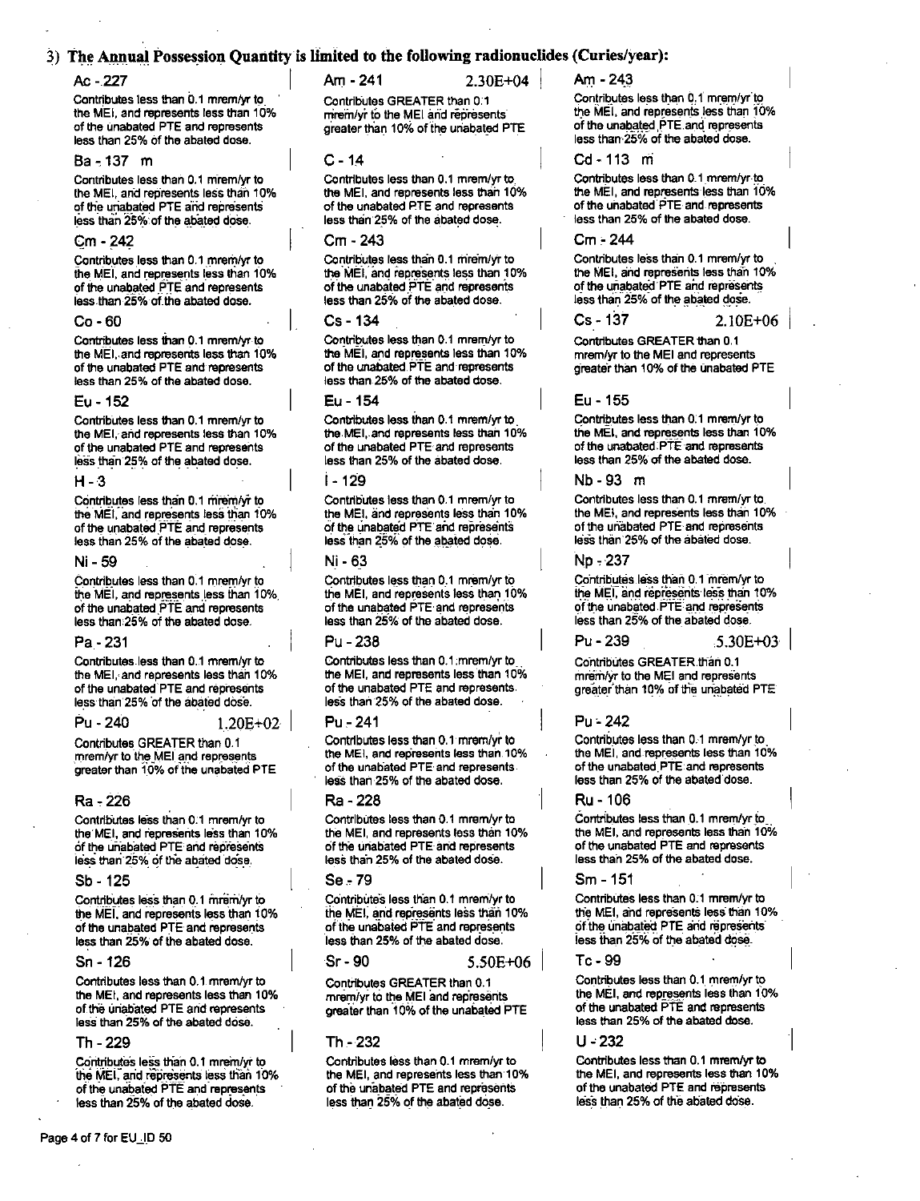3) **The Annual Possession Quantity is limited to the following radionuclides (Curies/year):**

**Ac - 227**
Contributes less than 0.1 mrem/yr to the MEI, and represents less than 10% of the unabated PTE and represents less than 25% of the abated dose.

**Am - 241** 2.30E+04
Contributes GREATER than 0.1 mrem/yr to the MEI and represents greater than 10% of the unabated PTE

**Am - 243**
Contributes less than 0.1 mrem/yr to the MEI, and represents less than 10% of the unabated PTE and represents less than 25% of the abated dose.

**Ba - 137 m**
Contributes less than 0.1 mrem/yr to the MEI, and represents less than 10% of the unabated PTE and represents less than 25% of the abated dose.

**C - 14**
Contributes less than 0.1 mrem/yr to the MEI, and represents less than 10% of the unabated PTE and represents less than 25% of the abated dose.

**Cd - 113 m**
Contributes less than 0.1 mrem/yr to the MEI, and represents less than 10% of the unabated PTE and represents less than 25% of the abated dose.

**Cm - 242**
Contributes less than 0.1 mrem/yr to the MEI, and represents less than 10% of the unabated PTE and represents less than 25% of the abated dose.

**Cm - 243**
Contributes less than 0.1 mrem/yr to the MEI, and represents less than 10% of the unabated PTE and represents less than 25% of the abated dose.

**Cm - 244**
Contributes less than 0.1 mrem/yr to the MEI, and represents less than 10% of the unabated PTE and represents less than 25% of the abated dose.

**Co - 60**
Contributes less than 0.1 mrem/yr to the MEI, and represents less than 10% of the unabated PTE and represents less than 25% of the abated dose.

**Cs - 134**
Contributes less than 0.1 mrem/yr to the MEI, and represents less than 10% of the unabated PTE and represents less than 25% of the abated dose.

**Cs - 137** 2.10E+06
Contributes GREATER than 0.1 mrem/yr to the MEI and represents greater than 10% of the unabated PTE

**Eu - 152**
Contributes less than 0.1 mrem/yr to the MEI, and represents less than 10% of the unabated PTE and represents less than 25% of the abated dose.

**Eu - 154**
Contributes less than 0.1 mrem/yr to the MEI, and represents less than 10% of the unabated PTE and represents less than 25% of the abated dose.

**Eu - 155**
Contributes less than 0.1 mrem/yr to the MEI, and represents less than 10% of the unabated PTE and represents less than 25% of the abated dose.

**H - 3**
Contributes less than 0.1 mrem/yr to the MEI, and represents less than 10% of the unabated PTE and represents less than 25% of the abated dose.

**I - 129**
Contributes less than 0.1 mrem/yr to the MEI, and represents less than 10% of the unabated PTE and represents less than 25% of the abated dose.

**Nb - 93 m**
Contributes less than 0.1 mrem/yr to the MEI, and represents less than 10% of the unabated PTE and represents less than 25% of the abated dose.

**Ni - 59**
Contributes less than 0.1 mrem/yr to the MEI, and represents less than 10% of the unabated PTE and represents less than 25% of the abated dose.

**Ni - 63**
Contributes less than 0.1 mrem/yr to the MEI, and represents less than 10% of the unabated PTE and represents less than 25% of the abated dose.

**Np - 237**
Contributes less than 0.1 mrem/yr to the MEI, and represents less than 10% of the unabated PTE and represents less than 25% of the abated dose.

**Pa - 231**
Contributes less than 0.1 mrem/yr to the MEI, and represents less than 10% of the unabated PTE and represents less than 25% of the abated dose.

**Pu - 238**
Contributes less than 0.1 mrem/yr to the MEI, and represents less than 10% of the unabated PTE and represents less than 25% of the abated dose.

**Pu - 239** 5.30E+03
Contributes GREATER than 0.1 mrem/yr to the MEI and represents greater than 10% of the unabated PTE

**Pu - 240** 1.20E+02
Contributes GREATER than 0.1 mrem/yr to the MEI and represents greater than 10% of the unabated PTE

**Pu - 241**
Contributes less than 0.1 mrem/yr to the MEI, and represents less than 10% of the unabated PTE and represents less than 25% of the abated dose.

**Pu - 242**
Contributes less than 0.1 mrem/yr to the MEI, and represents less than 10% of the unabated PTE and represents less than 25% of the abated dose.

**Ra - 226**
Contributes less than 0.1 mrem/yr to the MEI, and represents less than 10% of the unabated PTE and represents less than 25% of the abated dose.

**Ra - 228**
Contributes less than 0.1 mrem/yr to the MEI, and represents less than 10% of the unabated PTE and represents less than 25% of the abated dose.

**Ru - 106**
Contributes less than 0.1 mrem/yr to the MEI, and represents less than 10% of the unabated PTE and represents less than 25% of the abated dose.

**Sb - 125**
Contributes less than 0.1 mrem/yr to the MEI, and represents less than 10% of the unabated PTE and represents less than 25% of the abated dose.

**Se - 79**
Contributes less than 0.1 mrem/yr to the MEI, and represents less than 10% of the unabated PTE and represents less than 25% of the abated dose.

**Sm - 151**
Contributes less than 0.1 mrem/yr to the MEI, and represents less than 10% of the unabated PTE and represents less than 25% of the abated dose.

**Sn - 126**
Contributes less than 0.1 mrem/yr to the MEI, and represents less than 10% of the unabated PTE and represents less than 25% of the abated dose.

**Sr - 90** 5.50E+06
Contributes GREATER than 0.1 mrem/yr to the MEI and represents greater than 10% of the unabated PTE

**Tc - 99**
Contributes less than 0.1 mrem/yr to the MEI, and represents less than 10% of the unabated PTE and represents less than 25% of the abated dose.

**Th - 229**
Contributes less than 0.1 mrem/yr to the MEI, and represents less than 10% of the unabated PTE and represents less than 25% of the abated dose.

**Th - 232**
Contributes less than 0.1 mrem/yr to the MEI, and represents less than 10% of the unabated PTE and represents less than 25% of the abated dose.

**U - 232**
Contributes less than 0.1 mrem/yr to the MEI, and represents less than 10% of the unabated PTE and represents less than 25% of the abated dose.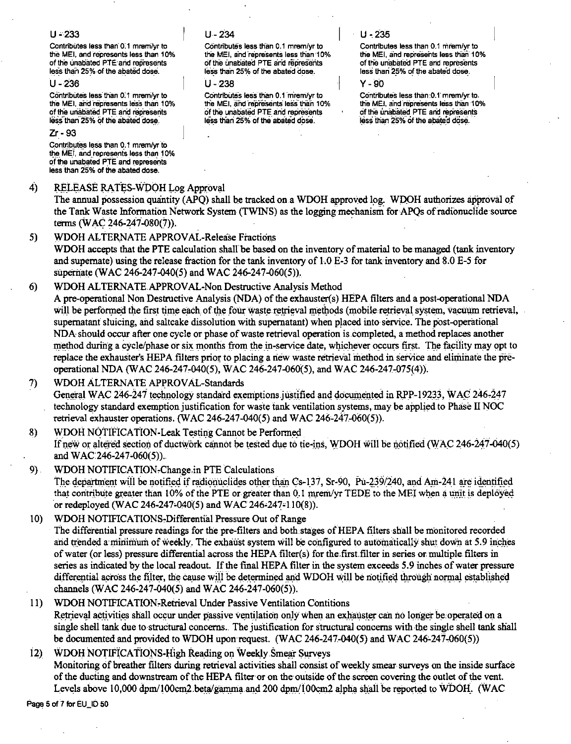**U - 233**

Contributes less than 0.1 mrem/yr to the MEI, and represents less than 10% of the unabated PTE and represents less than 25% of the abated dose.

**U - 234**

Contributes less than 0.1 mrem/yr to the MEI, and represents less than 10% of the unabated PTE and represents less than 25% of the abated dose.

**U - 235**

Contributes less than 0.1 mrem/yr to the MEI, and represents less than 10% of the unabated PTE and represents less than 25% of the abated dose.

**U - 236**

Contributes less than 0.1 mrem/yr to the MEI, and represents less than 10% of the unabated PTE and represents less than 25% of the abated dose.

**U - 238**

Contributes less than 0.1 mrem/yr to the MEI, and represents less than 10% of the unabated PTE and represents less than 25% of the abated dose.

**Y - 90**

Contributes less than 0.1 mrem/yr to the MEI, and represents less than 10% of the unabated PTE and represents less than 25% of the abated dose.

**Zr - 93**

Contributes less than 0.1 mrem/yr to the MEI, and represents less than 10% of the unabated PTE and represents less than 25% of the abated dose.

4) RELEASE RATES-WDOH Log Approval
The annual possession quantity (APQ) shall be tracked on a WDOH approved log. WDOH authorizes approval of the Tank Waste Information Network System (TWINS) as the logging mechanism for APQs of radionuclide source terms (WAC 246-247-080(7)).

5) WDOH ALTERNATE APPROVAL-Release Fractions
WDOH accepts that the PTE calculation shall be based on the inventory of material to be managed (tank inventory and supernate) using the release fraction for the tank inventory of 1.0 E-3 for tank inventory and 8.0 E-5 for supernate (WAC 246-247-040(5) and WAC 246-247-060(5)).

6) WDOH ALTERNATE APPROVAL-Non Destructive Analysis Method
A pre-operational Non Destructive Analysis (NDA) of the exhauster(s) HEPA filters and a post-operational NDA will be performed the first time each of the four waste retrieval methods (mobile retrieval system, vacuum retrieval, supernatant sluicing, and saltcake dissolution with supernatant) when placed into service. The post-operational NDA should occur after one cycle or phase of waste retrieval operation is completed, a method replaces another method during a cycle/phase or six months from the in-service date, whichever occurs first. The facility may opt to replace the exhauster's HEPA filters prior to placing a new waste retrieval method in service and eliminate the pre-operational NDA (WAC 246-247-040(5), WAC 246-247-060(5), and WAC 246-247-075(4)).

7) WDOH ALTERNATE APPROVAL-Standards
General WAC 246-247 technology standard exemptions justified and documented in RPP-19233, WAC 246-247 technology standard exemption justification for waste tank ventilation systems, may be applied to Phase II NOC retrieval exhauster operations. (WAC 246-247-040(5) and WAC 246-247-060(5)).

8) WDOH NOTIFICATION-Leak Testing Cannot be Performed
If new or altered section of ductwork cannot be tested due to tie-ins, WDOH will be notified (WAC 246-247-040(5) and WAC 246-247-060(5)).

9) WDOH NOTIFICATION-Change in PTE Calculations
The department will be notified if radionuclides other than Cs-137, Sr-90, Pu-239/240, and Am-241 are identified that contribute greater than 10% of the PTE or greater than 0.1 mrem/yr TEDE to the MEI when a unit is deployed or redeployed (WAC 246-247-040(5) and WAC 246-247-110(8)).

10) WDOH NOTIFICATIONS-Differential Pressure Out of Range
The differential pressure readings for the pre-filters and both stages of HEPA filters shall be monitored recorded and trended a minimum of weekly. The exhaust system will be configured to automatically shut down at 5.9 inches of water (or less) pressure differential across the HEPA filter(s) for the first filter in series or multiple filters in series as indicated by the local readout. If the final HEPA filter in the system exceeds 5.9 inches of water pressure differential across the filter, the cause will be determined and WDOH will be notified through normal established channels (WAC 246-247-040(5) and WAC 246-247-060(5)).

11) WDOH NOTIFICATION-Retrieval Under Passive Ventilation Contitions
Retrieval activities shall occur under passive ventilation only when an exhauster can no longer be operated on a single shell tank due to structural concerns. The justification for structural concerns with the single shell tank shall be documented and provided to WDOH upon request. (WAC 246-247-040(5) and WAC 246-247-060(5))

12) WDOH NOTIFICATIONS-High Reading on Weekly Smear Surveys
Monitoring of breather filters during retrieval activities shall consist of weekly smear surveys on the inside surface of the ducting and downstream of the HEPA filter or on the outside of the screen covering the outlet of the vent. Levels above 10,000 dpm/100cm2 beta/gamma and 200 dpm/100cm2 alpha shall be reported to WDOH. (WAC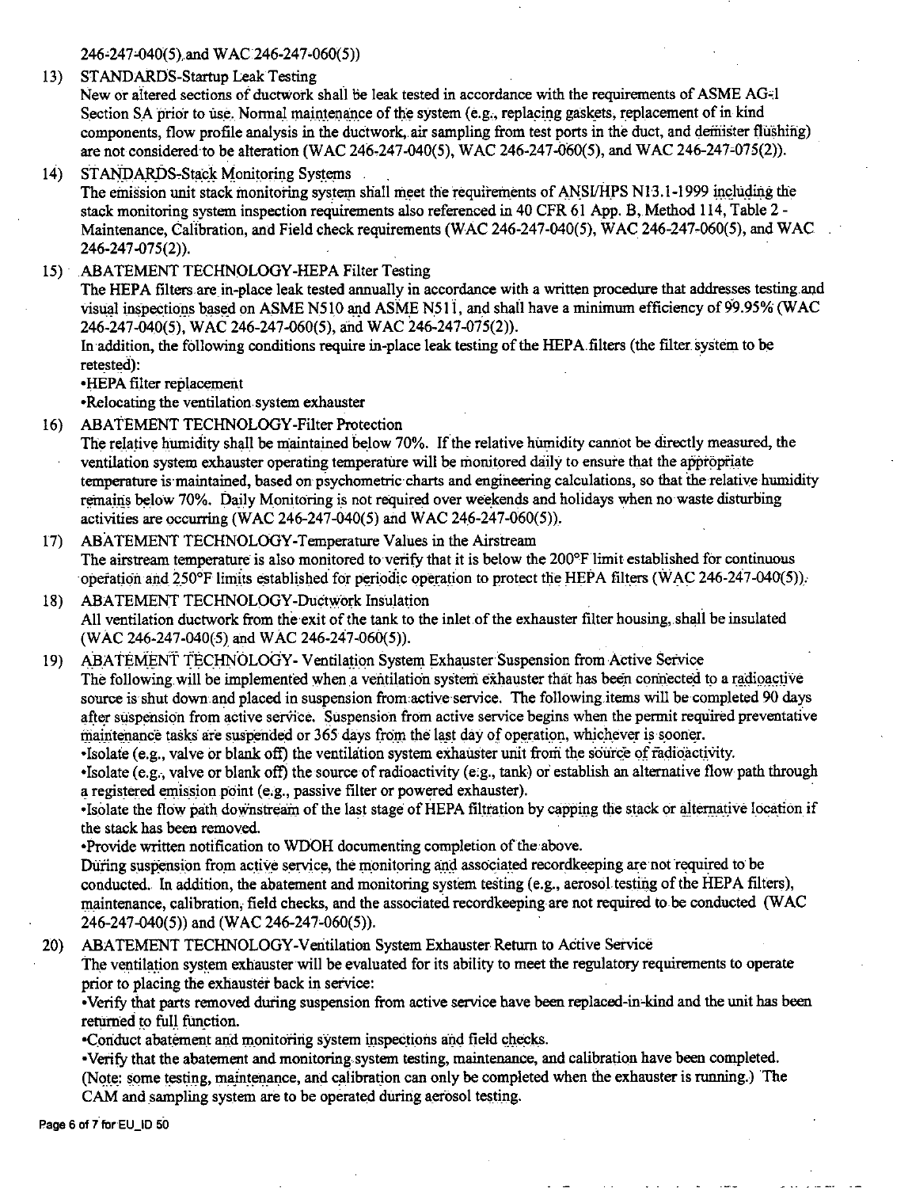246-247-040(5), and WAC 246-247-060(5))

13) STANDARDS-Startup Leak Testing
New or altered sections of ductwork shall be leak tested in accordance with the requirements of ASME AG-1 Section SA prior to use. Normal maintenance of the system (e.g., replacing gaskets, replacement of in kind components, flow profile analysis in the ductwork, air sampling from test ports in the duct, and demister flushing) are not considered to be alteration (WAC 246-247-040(5), WAC 246-247-060(5), and WAC 246-247-075(2)).

14) STANDARDS-Stack Monitoring Systems
The emission unit stack monitoring system shall meet the requirements of ANSI/HPS N13.1-1999 including the stack monitoring system inspection requirements also referenced in 40 CFR 61 App. B, Method 114, Table 2 - Maintenance, Calibration, and Field check requirements (WAC 246-247-040(5), WAC 246-247-060(5), and WAC 246-247-075(2)).

15) ABATEMENT TECHNOLOGY-HEPA Filter Testing
The HEPA filters are in-place leak tested annually in accordance with a written procedure that addresses testing and visual inspections based on ASME N510 and ASME N511, and shall have a minimum efficiency of 99.95% (WAC 246-247-040(5), WAC 246-247-060(5), and WAC 246-247-075(2)).
In addition, the following conditions require in-place leak testing of the HEPA filters (the filter system to be retested):
•HEPA filter replacement
•Relocating the ventilation system exhauster

16) ABATEMENT TECHNOLOGY-Filter Protection
The relative humidity shall be maintained below 70%. If the relative humidity cannot be directly measured, the ventilation system exhauster operating temperature will be monitored daily to ensure that the appropriate temperature is maintained, based on psychometric charts and engineering calculations, so that the relative humidity remains below 70%. Daily Monitoring is not required over weekends and holidays when no waste disturbing activities are occurring (WAC 246-247-040(5) and WAC 246-247-060(5)).

17) ABATEMENT TECHNOLOGY-Temperature Values in the Airstream
The airstream temperature is also monitored to verify that it is below the 200°F limit established for continuous operation and 250°F limits established for periodic operation to protect the HEPA filters (WAC 246-247-040(5)).

18) ABATEMENT TECHNOLOGY-Ductwork Insulation
All ventilation ductwork from the exit of the tank to the inlet of the exhauster filter housing, shall be insulated (WAC 246-247-040(5) and WAC 246-247-060(5)).

19) ABATEMENT TECHNOLOGY- Ventilation System Exhauster Suspension from Active Service
The following will be implemented when a ventilation system exhauster that has been connected to a radioactive source is shut down and placed in suspension from active service. The following items will be completed 90 days after suspension from active service. Suspension from active service begins when the permit required preventative maintenance tasks are suspended or 365 days from the last day of operation, whichever is sooner.
•Isolate (e.g., valve or blank off) the ventilation system exhauster unit from the source of radioactivity.
•Isolate (e.g., valve or blank off) the source of radioactivity (e.g., tank) or establish an alternative flow path through a registered emission point (e.g., passive filter or powered exhauster).
•Isolate the flow path downstream of the last stage of HEPA filtration by capping the stack or alternative location if the stack has been removed.
•Provide written notification to WDOH documenting completion of the above.
During suspension from active service, the monitoring and associated recordkeeping are not required to be conducted. In addition, the abatement and monitoring system testing (e.g., aerosol testing of the HEPA filters), maintenance, calibration, field checks, and the associated recordkeeping are not required to be conducted (WAC 246-247-040(5)) and (WAC 246-247-060(5)).

20) ABATEMENT TECHNOLOGY-Ventilation System Exhauster Return to Active Service
The ventilation system exhauster will be evaluated for its ability to meet the regulatory requirements to operate prior to placing the exhauster back in service:
•Verify that parts removed during suspension from active service have been replaced-in-kind and the unit has been returned to full function.
•Conduct abatement and monitoring system inspections and field checks.
•Verify that the abatement and monitoring system testing, maintenance, and calibration have been completed. (Note: some testing, maintenance, and calibration can only be completed when the exhauster is running.) The CAM and sampling system are to be operated during aerosol testing.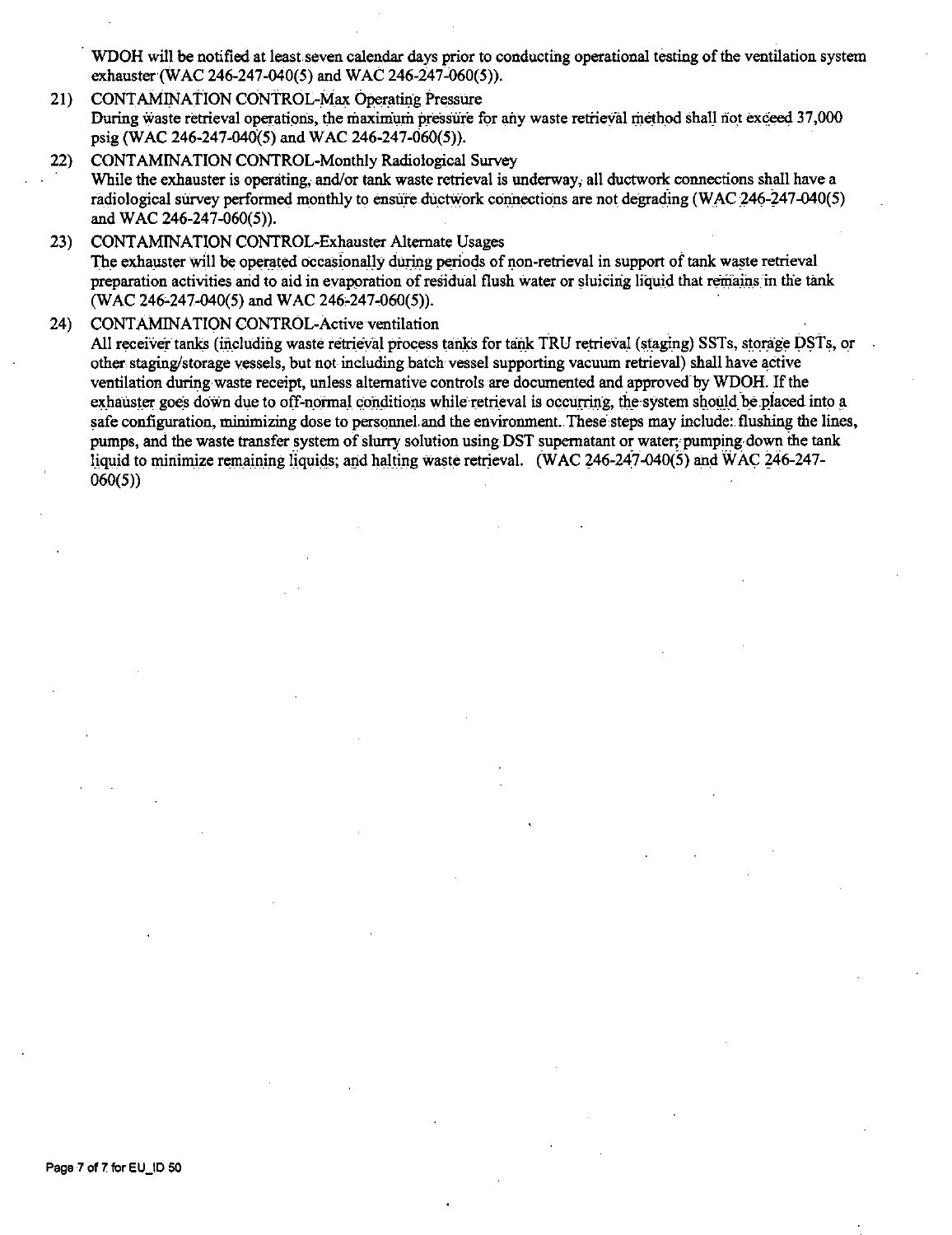WDOH will be notified at least seven calendar days prior to conducting operational testing of the ventilation system exhauster (WAC 246-247-040(5) and WAC 246-247-060(5)).

21) CONTAMINATION CONTROL-Max Operating Pressure
During waste retrieval operations, the maximum pressure for any waste retrieval method shall not exceed 37,000 psig (WAC 246-247-040(5) and WAC 246-247-060(5)).

22) CONTAMINATION CONTROL-Monthly Radiological Survey
While the exhauster is operating, and/or tank waste retrieval is underway, all ductwork connections shall have a radiological survey performed monthly to ensure ductwork connections are not degrading (WAC 246-247-040(5) and WAC 246-247-060(5)).

23) CONTAMINATION CONTROL-Exhauster Alternate Usages
The exhauster will be operated occasionally during periods of non-retrieval in support of tank waste retrieval preparation activities and to aid in evaporation of residual flush water or sluicing liquid that remains in the tank (WAC 246-247-040(5) and WAC 246-247-060(5)).

24) CONTAMINATION CONTROL-Active ventilation
All receiver tanks (including waste retrieval process tanks for tank TRU retrieval (staging) SSTs, storage DSTs, or other staging/storage vessels, but not including batch vessel supporting vacuum retrieval) shall have active ventilation during waste receipt, unless alternative controls are documented and approved by WDOH. If the exhauster goes down due to off-normal conditions while retrieval is occurring, the system should be placed into a safe configuration, minimizing dose to personnel and the environment. These steps may include: flushing the lines, pumps, and the waste transfer system of slurry solution using DST supernatant or water; pumping down the tank liquid to minimize remaining liquids; and halting waste retrieval. (WAC 246-247-040(5) and WAC 246-247-060(5))